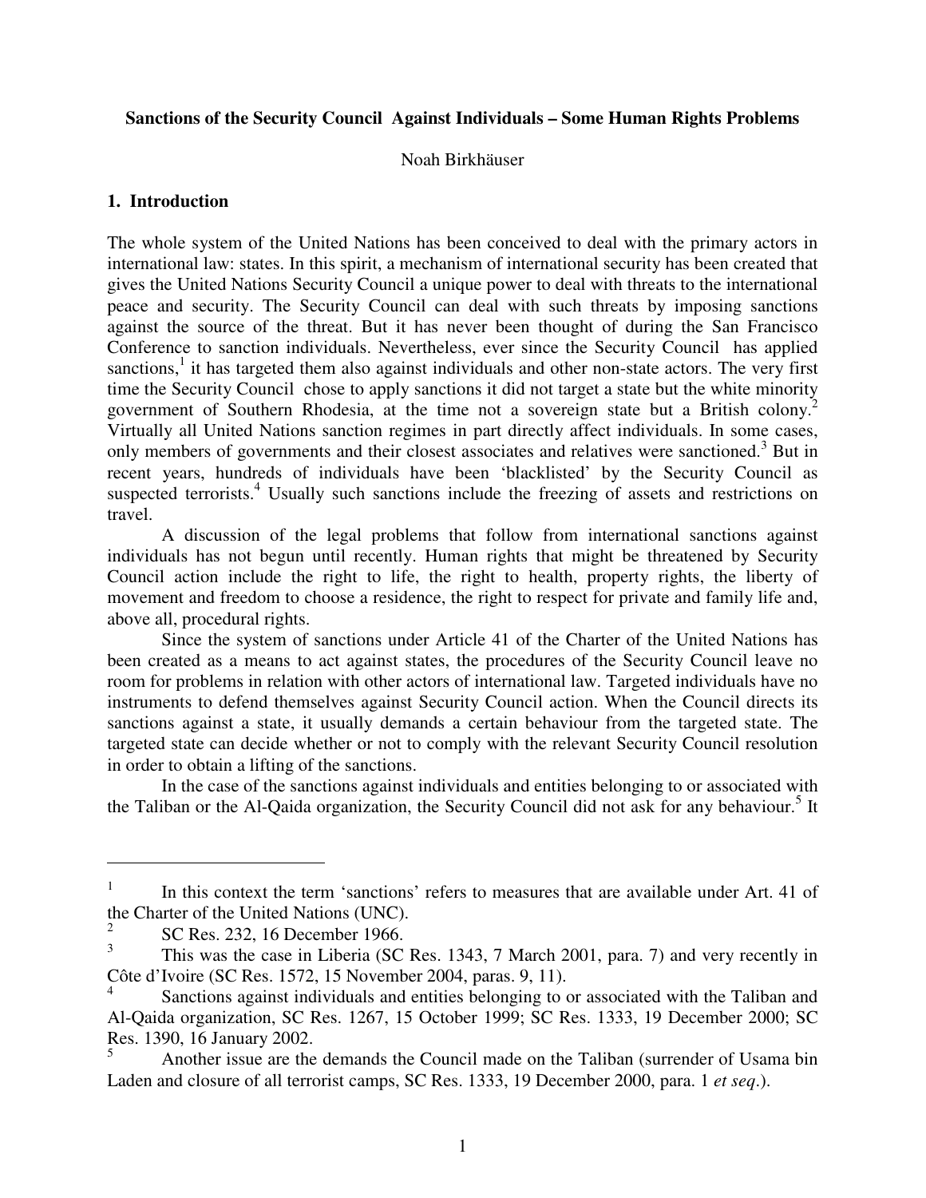**Sanctions of the Security Council Against Individuals – Some Human Rights Problems**

Noah Birkhäuser

## 1. Introduction

The whole system of the United Nations has been conceived to deal with the primary actors in international law: states. In this spirit, a mechanism of international security has been created that gives the United Nations Security Council a unique power to deal with threats to the international peace and security. The Security Council can deal with such threats by imposing sanctions against the source of the threat. But it has never been thought of during the San Francisco Conference to sanction individuals. Nevertheless, ever since the Security Council has applied sanctions,[1] it has targeted them also against individuals and other non-state actors. The very first time the Security Council chose to apply sanctions it did not target a state but the white minority government of Southern Rhodesia, at the time not a sovereign state but a British colony.[2] Virtually all United Nations sanction regimes in part directly affect individuals. In some cases, only members of governments and their closest associates and relatives were sanctioned.[3] But in recent years, hundreds of individuals have been 'blacklisted' by the Security Council as suspected terrorists.[4] Usually such sanctions include the freezing of assets and restrictions on travel.

A discussion of the legal problems that follow from international sanctions against individuals has not begun until recently. Human rights that might be threatened by Security Council action include the right to life, the right to health, property rights, the liberty of movement and freedom to choose a residence, the right to respect for private and family life and, above all, procedural rights.

Since the system of sanctions under Article 41 of the Charter of the United Nations has been created as a means to act against states, the procedures of the Security Council leave no room for problems in relation with other actors of international law. Targeted individuals have no instruments to defend themselves against Security Council action. When the Council directs its sanctions against a state, it usually demands a certain behaviour from the targeted state. The targeted state can decide whether or not to comply with the relevant Security Council resolution in order to obtain a lifting of the sanctions.

In the case of the sanctions against individuals and entities belonging to or associated with the Taliban or the Al-Qaida organization, the Security Council did not ask for any behaviour.[5] It

---

[1] In this context the term 'sanctions' refers to measures that are available under Art. 41 of the Charter of the United Nations (UNC).

[2] SC Res. 232, 16 December 1966.

[3] This was the case in Liberia (SC Res. 1343, 7 March 2001, para. 7) and very recently in Côte d'Ivoire (SC Res. 1572, 15 November 2004, paras. 9, 11).

[4] Sanctions against individuals and entities belonging to or associated with the Taliban and Al-Qaida organization, SC Res. 1267, 15 October 1999; SC Res. 1333, 19 December 2000; SC Res. 1390, 16 January 2002.

[5] Another issue are the demands the Council made on the Taliban (surrender of Usama bin Laden and closure of all terrorist camps, SC Res. 1333, 19 December 2000, para. 1 *et seq.*).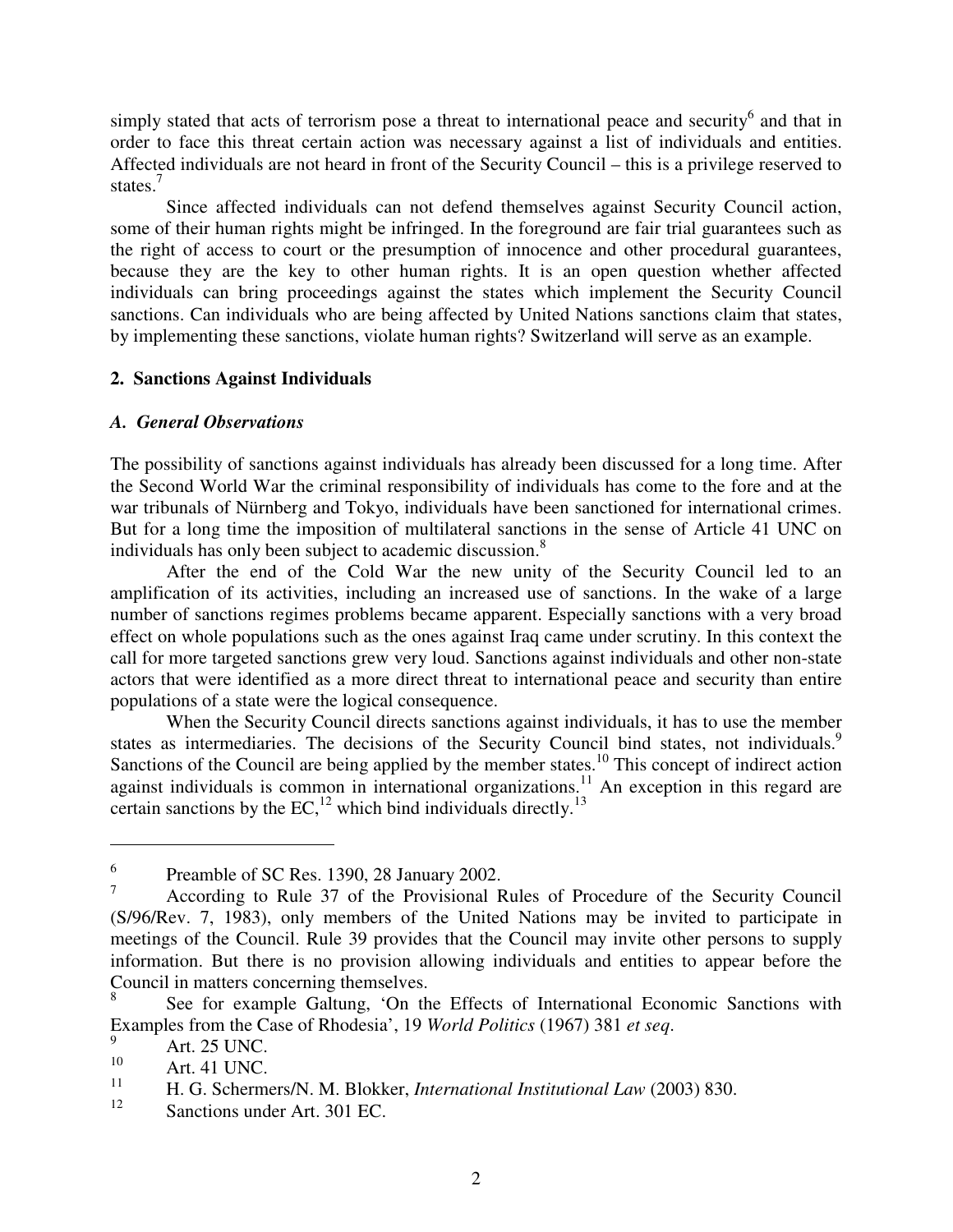simply stated that acts of terrorism pose a threat to international peace and security[6] and that in order to face this threat certain action was necessary against a list of individuals and entities. Affected individuals are not heard in front of the Security Council – this is a privilege reserved to states.[7]

Since affected individuals can not defend themselves against Security Council action, some of their human rights might be infringed. In the foreground are fair trial guarantees such as the right of access to court or the presumption of innocence and other procedural guarantees, because they are the key to other human rights. It is an open question whether affected individuals can bring proceedings against the states which implement the Security Council sanctions. Can individuals who are being affected by United Nations sanctions claim that states, by implementing these sanctions, violate human rights? Switzerland will serve as an example.

## 2. Sanctions Against Individuals

### *A. General Observations*

The possibility of sanctions against individuals has already been discussed for a long time. After the Second World War the criminal responsibility of individuals has come to the fore and at the war tribunals of Nürnberg and Tokyo, individuals have been sanctioned for international crimes. But for a long time the imposition of multilateral sanctions in the sense of Article 41 UNC on individuals has only been subject to academic discussion.[8]

After the end of the Cold War the new unity of the Security Council led to an amplification of its activities, including an increased use of sanctions. In the wake of a large number of sanctions regimes problems became apparent. Especially sanctions with a very broad effect on whole populations such as the ones against Iraq came under scrutiny. In this context the call for more targeted sanctions grew very loud. Sanctions against individuals and other non-state actors that were identified as a more direct threat to international peace and security than entire populations of a state were the logical consequence.

When the Security Council directs sanctions against individuals, it has to use the member states as intermediaries. The decisions of the Security Council bind states, not individuals.[9] Sanctions of the Council are being applied by the member states.[10] This concept of indirect action against individuals is common in international organizations.[11] An exception in this regard are certain sanctions by the EC,[12] which bind individuals directly.[13]

---

[6] Preamble of SC Res. 1390, 28 January 2002.

[7] According to Rule 37 of the Provisional Rules of Procedure of the Security Council (S/96/Rev. 7, 1983), only members of the United Nations may be invited to participate in meetings of the Council. Rule 39 provides that the Council may invite other persons to supply information. But there is no provision allowing individuals and entities to appear before the Council in matters concerning themselves.

[8] See for example Galtung, 'On the Effects of International Economic Sanctions with Examples from the Case of Rhodesia', 19 *World Politics* (1967) 381 *et seq*.

[9] Art. 25 UNC.

[10] Art. 41 UNC.

[11] H. G. Schermers/N. M. Blokker, *International Institutional Law* (2003) 830.

[12] Sanctions under Art. 301 EC.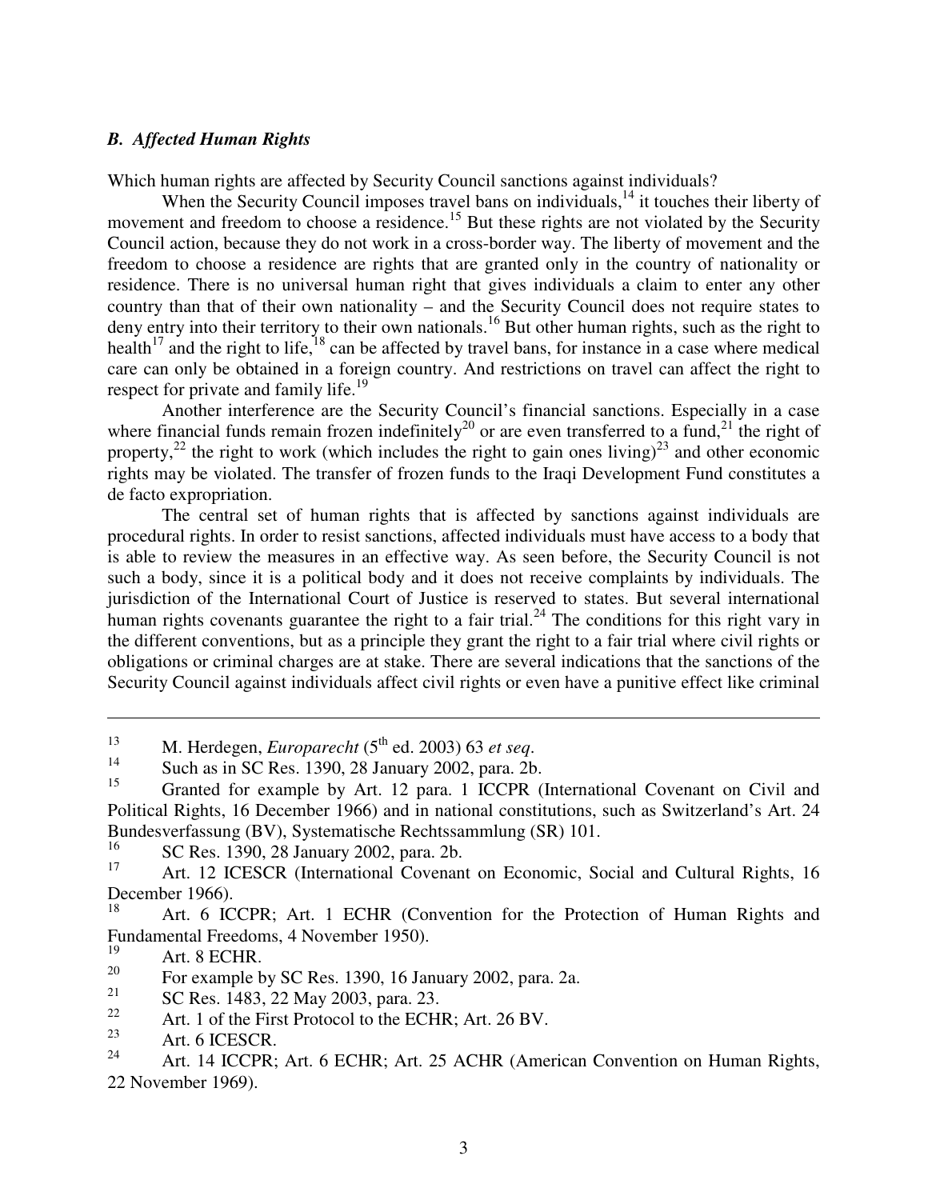### *B. Affected Human Rights*

Which human rights are affected by Security Council sanctions against individuals?

When the Security Council imposes travel bans on individuals,[14] it touches their liberty of movement and freedom to choose a residence.[15] But these rights are not violated by the Security Council action, because they do not work in a cross-border way. The liberty of movement and the freedom to choose a residence are rights that are granted only in the country of nationality or residence. There is no universal human right that gives individuals a claim to enter any other country than that of their own nationality – and the Security Council does not require states to deny entry into their territory to their own nationals.[16] But other human rights, such as the right to health[17] and the right to life,[18] can be affected by travel bans, for instance in a case where medical care can only be obtained in a foreign country. And restrictions on travel can affect the right to respect for private and family life.[19]

Another interference are the Security Council's financial sanctions. Especially in a case where financial funds remain frozen indefinitely[20] or are even transferred to a fund,[21] the right of property,[22] the right to work (which includes the right to gain ones living)[23] and other economic rights may be violated. The transfer of frozen funds to the Iraqi Development Fund constitutes a de facto expropriation.

The central set of human rights that is affected by sanctions against individuals are procedural rights. In order to resist sanctions, affected individuals must have access to a body that is able to review the measures in an effective way. As seen before, the Security Council is not such a body, since it is a political body and it does not receive complaints by individuals. The jurisdiction of the International Court of Justice is reserved to states. But several international human rights covenants guarantee the right to a fair trial.[24] The conditions for this right vary in the different conventions, but as a principle they grant the right to a fair trial where civil rights or obligations or criminal charges are at stake. There are several indications that the sanctions of the Security Council against individuals affect civil rights or even have a punitive effect like criminal

---

[13] M. Herdegen, *Europarecht* (5th ed. 2003) 63 *et seq*.

[14] Such as in SC Res. 1390, 28 January 2002, para. 2b.

[15] Granted for example by Art. 12 para. 1 ICCPR (International Covenant on Civil and Political Rights, 16 December 1966) and in national constitutions, such as Switzerland's Art. 24 Bundesverfassung (BV), Systematische Rechtssammlung (SR) 101.

[16] SC Res. 1390, 28 January 2002, para. 2b.

[17] Art. 12 ICESCR (International Covenant on Economic, Social and Cultural Rights, 16 December 1966).

[18] Art. 6 ICCPR; Art. 1 ECHR (Convention for the Protection of Human Rights and Fundamental Freedoms, 4 November 1950).

[19] Art. 8 ECHR.

[20] For example by SC Res. 1390, 16 January 2002, para. 2a.

[21] SC Res. 1483, 22 May 2003, para. 23.

[22] Art. 1 of the First Protocol to the ECHR; Art. 26 BV.

[23] Art. 6 ICESCR.

[24] Art. 14 ICCPR; Art. 6 ECHR; Art. 25 ACHR (American Convention on Human Rights, 22 November 1969).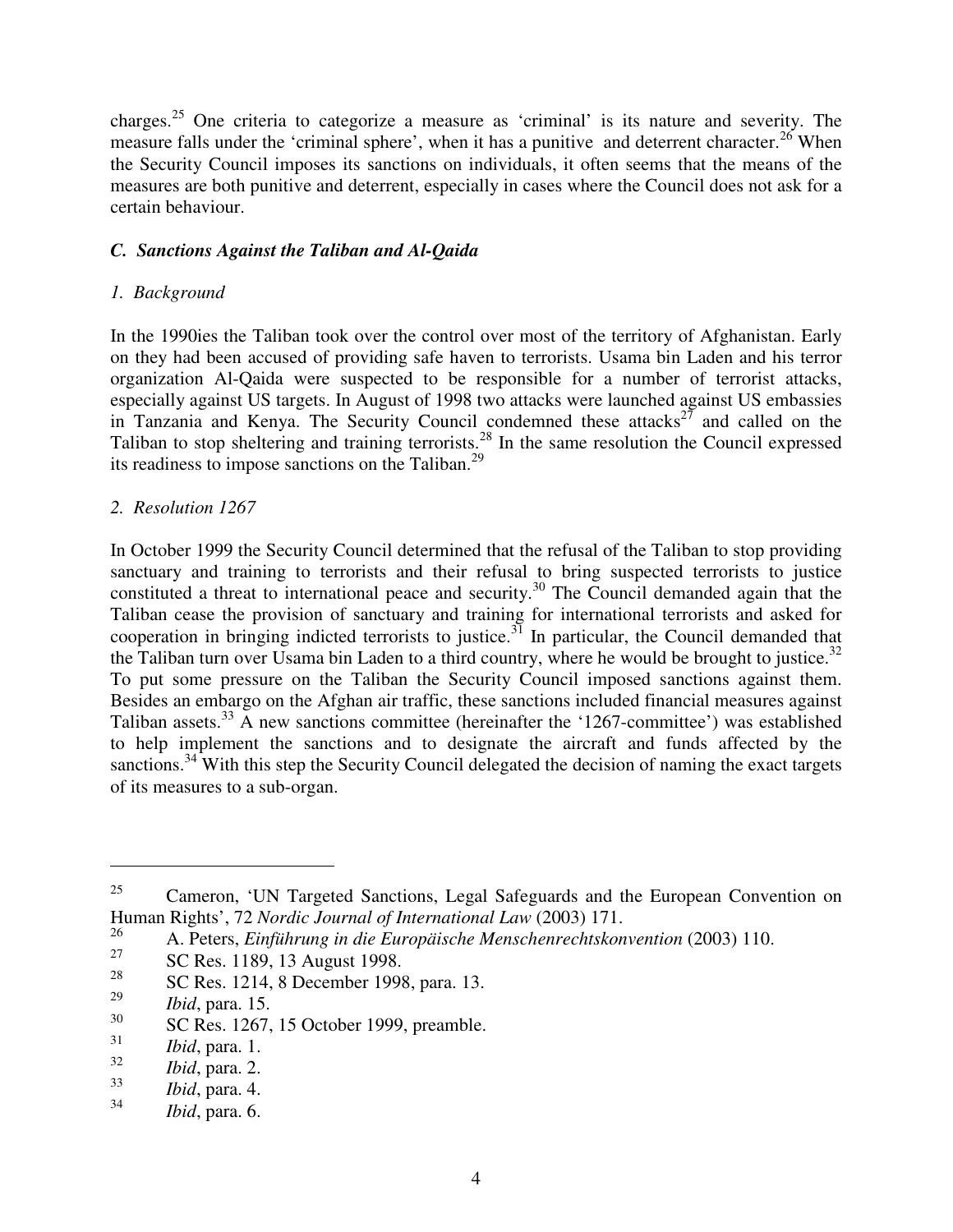charges.[25] One criteria to categorize a measure as 'criminal' is its nature and severity. The measure falls under the 'criminal sphere', when it has a punitive and deterrent character.[26] When the Security Council imposes its sanctions on individuals, it often seems that the means of the measures are both punitive and deterrent, especially in cases where the Council does not ask for a certain behaviour.

### *C. Sanctions Against the Taliban and Al-Qaida*

#### *1. Background*

In the 1990ies the Taliban took over the control over most of the territory of Afghanistan. Early on they had been accused of providing safe haven to terrorists. Usama bin Laden and his terror organization Al-Qaida were suspected to be responsible for a number of terrorist attacks, especially against US targets. In August of 1998 two attacks were launched against US embassies in Tanzania and Kenya. The Security Council condemned these attacks[27] and called on the Taliban to stop sheltering and training terrorists.[28] In the same resolution the Council expressed its readiness to impose sanctions on the Taliban.[29]

#### *2. Resolution 1267*

In October 1999 the Security Council determined that the refusal of the Taliban to stop providing sanctuary and training to terrorists and their refusal to bring suspected terrorists to justice constituted a threat to international peace and security.[30] The Council demanded again that the Taliban cease the provision of sanctuary and training for international terrorists and asked for cooperation in bringing indicted terrorists to justice.[31] In particular, the Council demanded that the Taliban turn over Usama bin Laden to a third country, where he would be brought to justice.[32] To put some pressure on the Taliban the Security Council imposed sanctions against them. Besides an embargo on the Afghan air traffic, these sanctions included financial measures against Taliban assets.[33] A new sanctions committee (hereinafter the '1267-committee') was established to help implement the sanctions and to designate the aircraft and funds affected by the sanctions.[34] With this step the Security Council delegated the decision of naming the exact targets of its measures to a sub-organ.

---

[25] Cameron, 'UN Targeted Sanctions, Legal Safeguards and the European Convention on Human Rights', 72 *Nordic Journal of International Law* (2003) 171.

[26] A. Peters, *Einführung in die Europäische Menschenrechtskonvention* (2003) 110.

[27] SC Res. 1189, 13 August 1998.

[28] SC Res. 1214, 8 December 1998, para. 13.

[29] *Ibid*, para. 15.

[30] SC Res. 1267, 15 October 1999, preamble.

[31] *Ibid*, para. 1.

[32] *Ibid*, para. 2.

[33] *Ibid*, para. 4.

[34] *Ibid*, para. 6.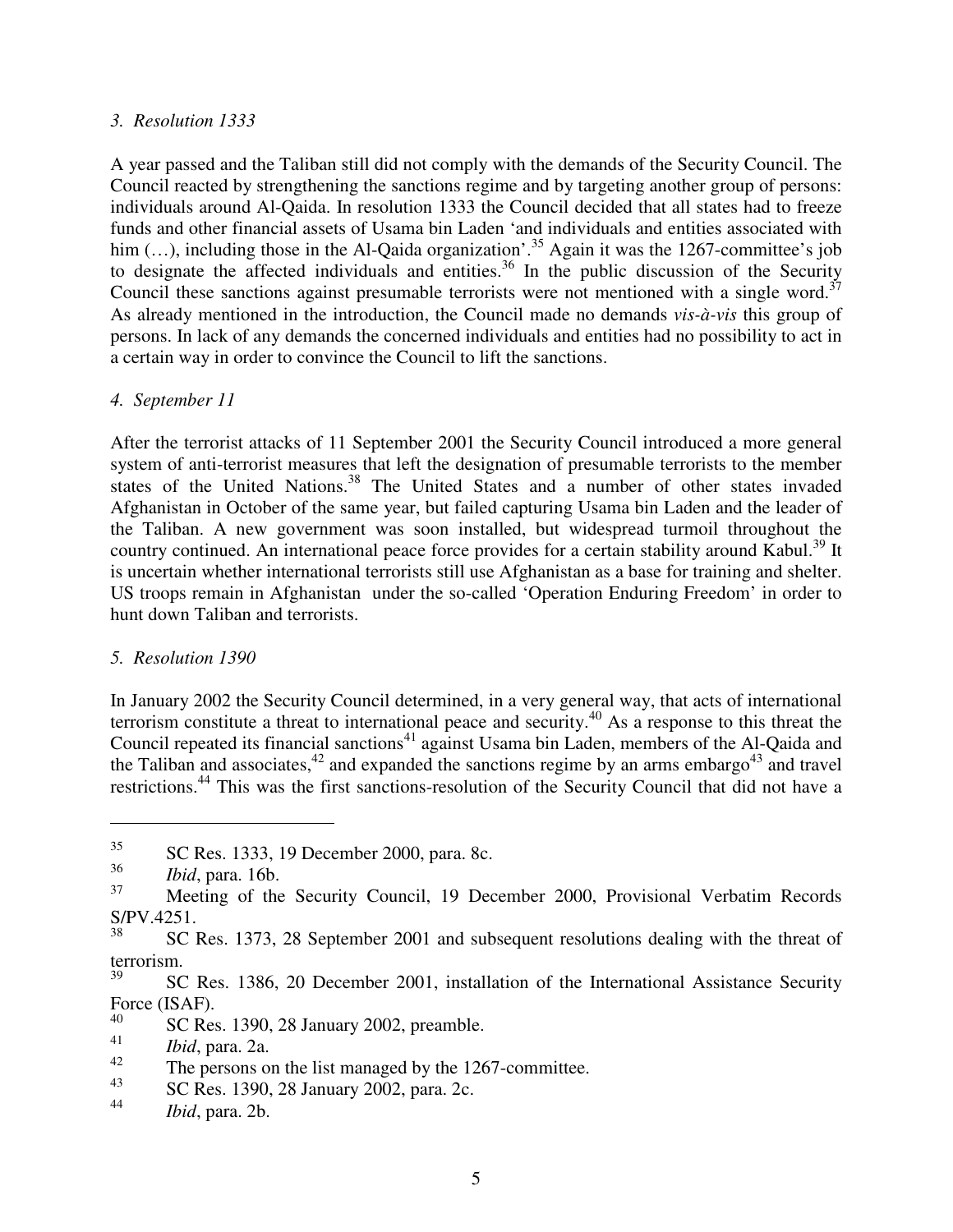*3. Resolution 1333*

A year passed and the Taliban still did not comply with the demands of the Security Council. The Council reacted by strengthening the sanctions regime and by targeting another group of persons: individuals around Al-Qaida. In resolution 1333 the Council decided that all states had to freeze funds and other financial assets of Usama bin Laden 'and individuals and entities associated with him (…), including those in the Al-Qaida organization'.[35] Again it was the 1267-committee's job to designate the affected individuals and entities.[36] In the public discussion of the Security Council these sanctions against presumable terrorists were not mentioned with a single word.[37] As already mentioned in the introduction, the Council made no demands *vis-à-vis* this group of persons. In lack of any demands the concerned individuals and entities had no possibility to act in a certain way in order to convince the Council to lift the sanctions.

*4. September 11*

After the terrorist attacks of 11 September 2001 the Security Council introduced a more general system of anti-terrorist measures that left the designation of presumable terrorists to the member states of the United Nations.[38] The United States and a number of other states invaded Afghanistan in October of the same year, but failed capturing Usama bin Laden and the leader of the Taliban. A new government was soon installed, but widespread turmoil throughout the country continued. An international peace force provides for a certain stability around Kabul.[39] It is uncertain whether international terrorists still use Afghanistan as a base for training and shelter. US troops remain in Afghanistan under the so-called 'Operation Enduring Freedom' in order to hunt down Taliban and terrorists.

*5. Resolution 1390*

In January 2002 the Security Council determined, in a very general way, that acts of international terrorism constitute a threat to international peace and security.[40] As a response to this threat the Council repeated its financial sanctions[41] against Usama bin Laden, members of the Al-Qaida and the Taliban and associates,[42] and expanded the sanctions regime by an arms embargo[43] and travel restrictions.[44] This was the first sanctions-resolution of the Security Council that did not have a

---

[35] SC Res. 1333, 19 December 2000, para. 8c.

[36] *Ibid*, para. 16b.

[37] Meeting of the Security Council, 19 December 2000, Provisional Verbatim Records S/PV.4251.

[38] SC Res. 1373, 28 September 2001 and subsequent resolutions dealing with the threat of terrorism.

[39] SC Res. 1386, 20 December 2001, installation of the International Assistance Security Force (ISAF).

[40] SC Res. 1390, 28 January 2002, preamble.

[41] *Ibid*, para. 2a.

[42] The persons on the list managed by the 1267-committee.

[43] SC Res. 1390, 28 January 2002, para. 2c.

[44] *Ibid*, para. 2b.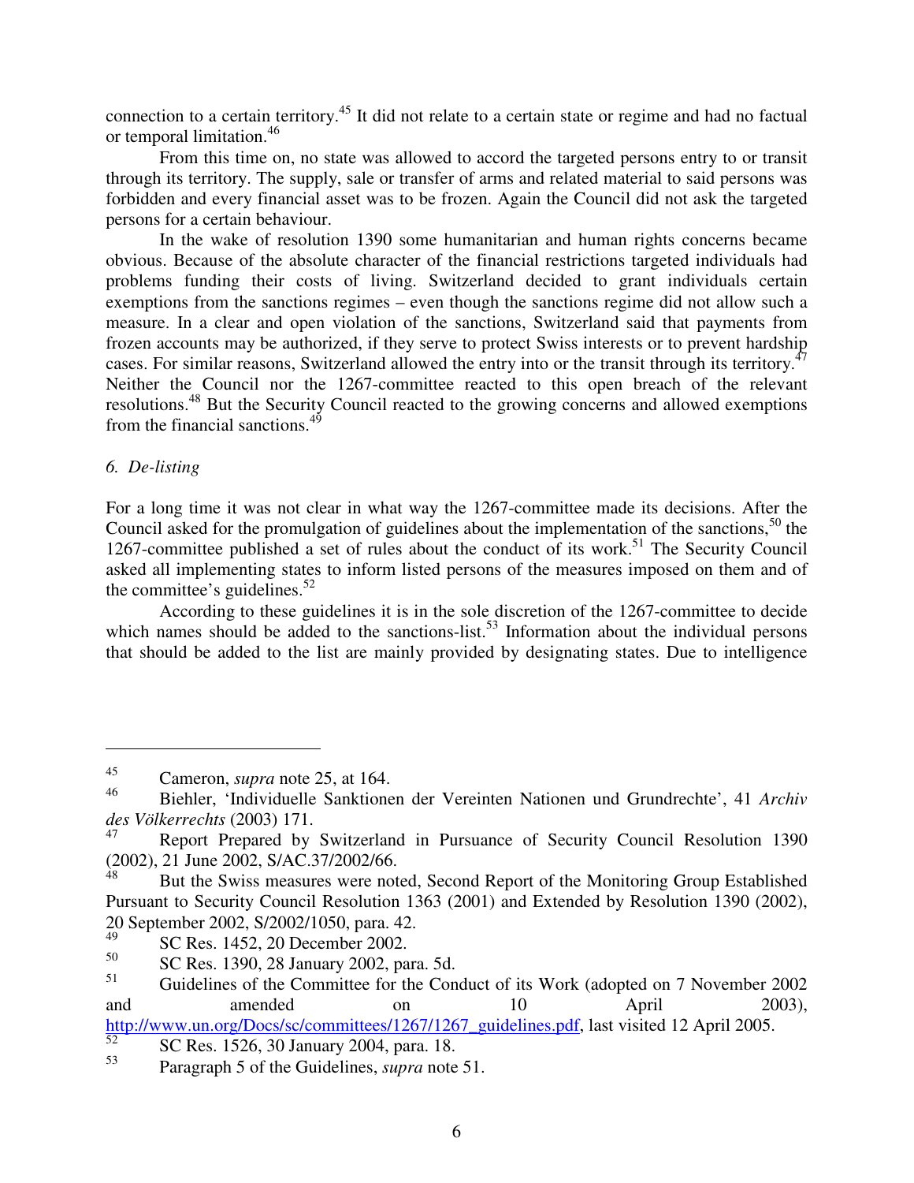connection to a certain territory.[45] It did not relate to a certain state or regime and had no factual or temporal limitation.[46]

From this time on, no state was allowed to accord the targeted persons entry to or transit through its territory. The supply, sale or transfer of arms and related material to said persons was forbidden and every financial asset was to be frozen. Again the Council did not ask the targeted persons for a certain behaviour.

In the wake of resolution 1390 some humanitarian and human rights concerns became obvious. Because of the absolute character of the financial restrictions targeted individuals had problems funding their costs of living. Switzerland decided to grant individuals certain exemptions from the sanctions regimes – even though the sanctions regime did not allow such a measure. In a clear and open violation of the sanctions, Switzerland said that payments from frozen accounts may be authorized, if they serve to protect Swiss interests or to prevent hardship cases. For similar reasons, Switzerland allowed the entry into or the transit through its territory.[47] Neither the Council nor the 1267-committee reacted to this open breach of the relevant resolutions.[48] But the Security Council reacted to the growing concerns and allowed exemptions from the financial sanctions.[49]

*6. De-listing*

For a long time it was not clear in what way the 1267-committee made its decisions. After the Council asked for the promulgation of guidelines about the implementation of the sanctions,[50] the 1267-committee published a set of rules about the conduct of its work.[51] The Security Council asked all implementing states to inform listed persons of the measures imposed on them and of the committee's guidelines.[52]

According to these guidelines it is in the sole discretion of the 1267-committee to decide which names should be added to the sanctions-list.[53] Information about the individual persons that should be added to the list are mainly provided by designating states. Due to intelligence

---

[45] Cameron, *supra* note 25, at 164.

[46] Biehler, 'Individuelle Sanktionen der Vereinten Nationen und Grundrechte', 41 *Archiv des Völkerrechts* (2003) 171.

[47] Report Prepared by Switzerland in Pursuance of Security Council Resolution 1390 (2002), 21 June 2002, S/AC.37/2002/66.

[48] But the Swiss measures were noted, Second Report of the Monitoring Group Established Pursuant to Security Council Resolution 1363 (2001) and Extended by Resolution 1390 (2002), 20 September 2002, S/2002/1050, para. 42.

[49] SC Res. 1452, 20 December 2002.

[50] SC Res. 1390, 28 January 2002, para. 5d.

[51] Guidelines of the Committee for the Conduct of its Work (adopted on 7 November 2002 and amended on 10 April 2003), http://www.un.org/Docs/sc/committees/1267/1267_guidelines.pdf, last visited 12 April 2005.

[52] SC Res. 1526, 30 January 2004, para. 18.

[53] Paragraph 5 of the Guidelines, *supra* note 51.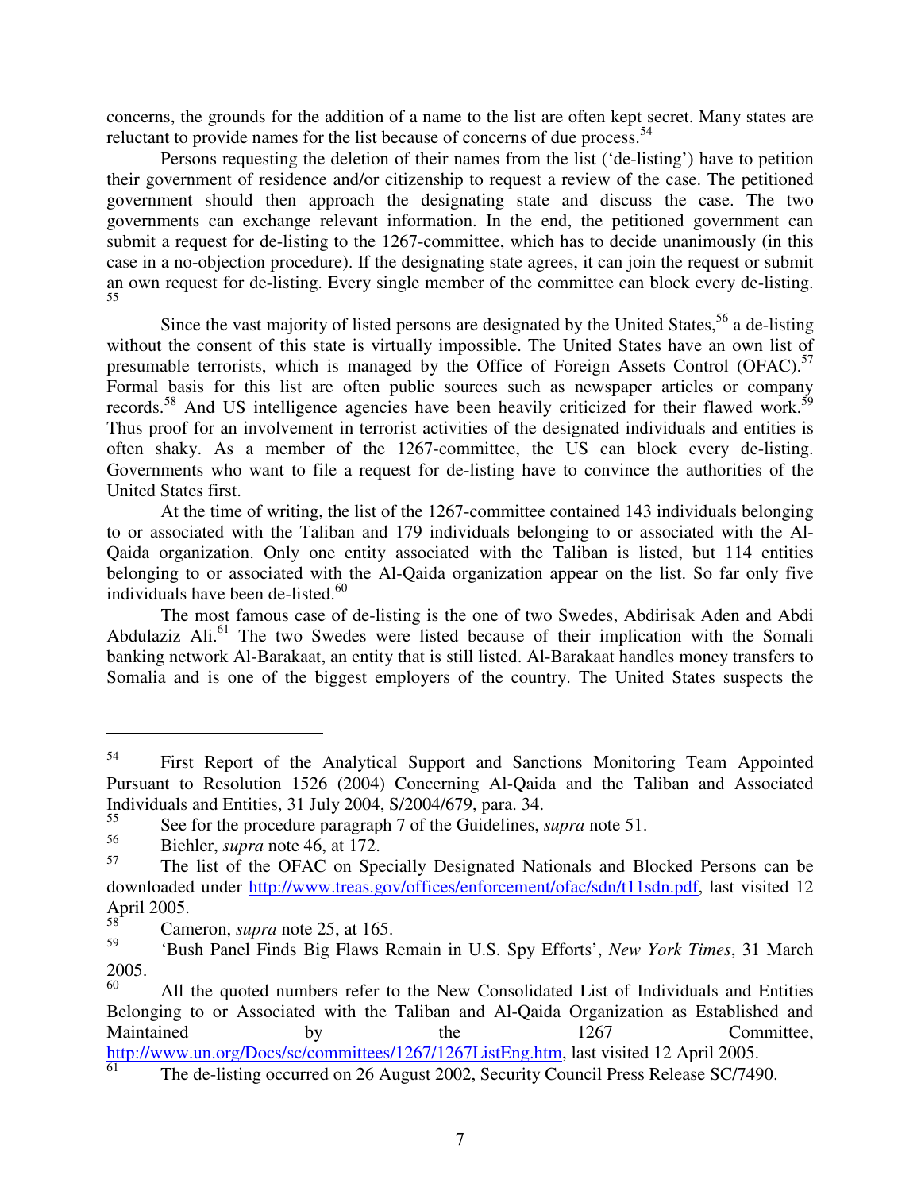concerns, the grounds for the addition of a name to the list are often kept secret. Many states are reluctant to provide names for the list because of concerns of due process.[54]

Persons requesting the deletion of their names from the list ('de-listing') have to petition their government of residence and/or citizenship to request a review of the case. The petitioned government should then approach the designating state and discuss the case. The two governments can exchange relevant information. In the end, the petitioned government can submit a request for de-listing to the 1267-committee, which has to decide unanimously (in this case in a no-objection procedure). If the designating state agrees, it can join the request or submit an own request for de-listing. Every single member of the committee can block every de-listing.[55]

Since the vast majority of listed persons are designated by the United States,[56] a de-listing without the consent of this state is virtually impossible. The United States have an own list of presumable terrorists, which is managed by the Office of Foreign Assets Control (OFAC).[57] Formal basis for this list are often public sources such as newspaper articles or company records.[58] And US intelligence agencies have been heavily criticized for their flawed work.[59] Thus proof for an involvement in terrorist activities of the designated individuals and entities is often shaky. As a member of the 1267-committee, the US can block every de-listing. Governments who want to file a request for de-listing have to convince the authorities of the United States first.

At the time of writing, the list of the 1267-committee contained 143 individuals belonging to or associated with the Taliban and 179 individuals belonging to or associated with the Al-Qaida organization. Only one entity associated with the Taliban is listed, but 114 entities belonging to or associated with the Al-Qaida organization appear on the list. So far only five individuals have been de-listed.[60]

The most famous case of de-listing is the one of two Swedes, Abdirisak Aden and Abdi Abdulaziz Ali.[61] The two Swedes were listed because of their implication with the Somali banking network Al-Barakaat, an entity that is still listed. Al-Barakaat handles money transfers to Somalia and is one of the biggest employers of the country. The United States suspects the

---

[54] First Report of the Analytical Support and Sanctions Monitoring Team Appointed Pursuant to Resolution 1526 (2004) Concerning Al-Qaida and the Taliban and Associated Individuals and Entities, 31 July 2004, S/2004/679, para. 34.

[55] See for the procedure paragraph 7 of the Guidelines, *supra* note 51.

[56] Biehler, *supra* note 46, at 172.

[57] The list of the OFAC on Specially Designated Nationals and Blocked Persons can be downloaded under http://www.treas.gov/offices/enforcement/ofac/sdn/t11sdn.pdf, last visited 12 April 2005.

[58] Cameron, *supra* note 25, at 165.

[59] 'Bush Panel Finds Big Flaws Remain in U.S. Spy Efforts', *New York Times*, 31 March 2005.

[60] All the quoted numbers refer to the New Consolidated List of Individuals and Entities Belonging to or Associated with the Taliban and Al-Qaida Organization as Established and Maintained by the 1267 Committee, http://www.un.org/Docs/sc/committees/1267/1267ListEng.htm, last visited 12 April 2005.

[61] The de-listing occurred on 26 August 2002, Security Council Press Release SC/7490.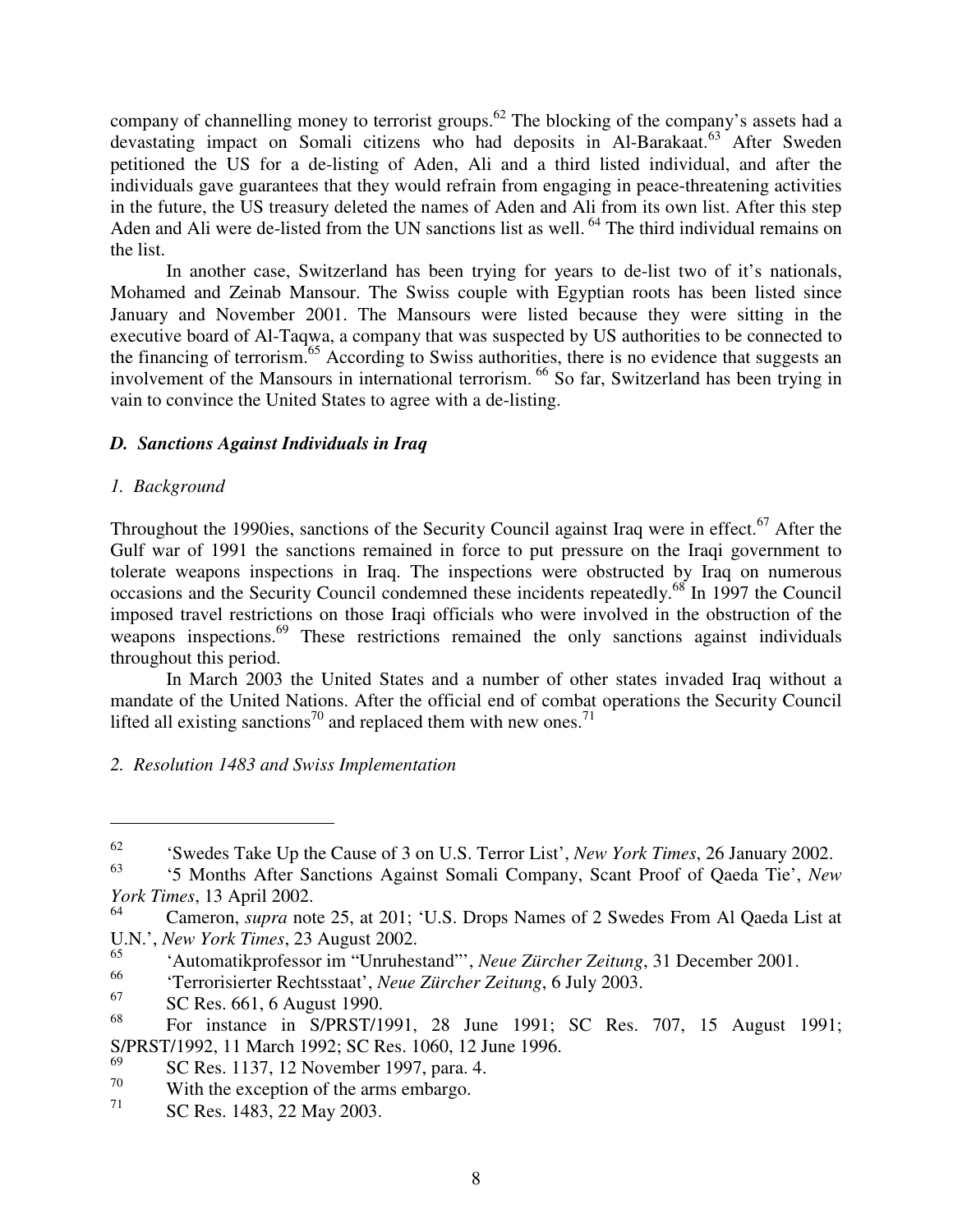company of channelling money to terrorist groups.[62] The blocking of the company's assets had a devastating impact on Somali citizens who had deposits in Al-Barakaat.[63] After Sweden petitioned the US for a de-listing of Aden, Ali and a third listed individual, and after the individuals gave guarantees that they would refrain from engaging in peace-threatening activities in the future, the US treasury deleted the names of Aden and Ali from its own list. After this step Aden and Ali were de-listed from the UN sanctions list as well. [64] The third individual remains on the list.

In another case, Switzerland has been trying for years to de-list two of it's nationals, Mohamed and Zeinab Mansour. The Swiss couple with Egyptian roots has been listed since January and November 2001. The Mansours were listed because they were sitting in the executive board of Al-Taqwa, a company that was suspected by US authorities to be connected to the financing of terrorism.[65] According to Swiss authorities, there is no evidence that suggests an involvement of the Mansours in international terrorism. [66] So far, Switzerland has been trying in vain to convince the United States to agree with a de-listing.

### *D. Sanctions Against Individuals in Iraq*

#### *1. Background*

Throughout the 1990ies, sanctions of the Security Council against Iraq were in effect.[67] After the Gulf war of 1991 the sanctions remained in force to put pressure on the Iraqi government to tolerate weapons inspections in Iraq. The inspections were obstructed by Iraq on numerous occasions and the Security Council condemned these incidents repeatedly.[68] In 1997 the Council imposed travel restrictions on those Iraqi officials who were involved in the obstruction of the weapons inspections.[69] These restrictions remained the only sanctions against individuals throughout this period.

In March 2003 the United States and a number of other states invaded Iraq without a mandate of the United Nations. After the official end of combat operations the Security Council lifted all existing sanctions[70] and replaced them with new ones.[71]

#### *2. Resolution 1483 and Swiss Implementation*

---

[62] 'Swedes Take Up the Cause of 3 on U.S. Terror List', *New York Times*, 26 January 2002.

[63] '5 Months After Sanctions Against Somali Company, Scant Proof of Qaeda Tie', *New York Times*, 13 April 2002.

[64] Cameron, *supra* note 25, at 201; 'U.S. Drops Names of 2 Swedes From Al Qaeda List at U.N.', *New York Times*, 23 August 2002.

[65] 'Automatikprofessor im "Unruhestand"', *Neue Zürcher Zeitung*, 31 December 2001.

[66] 'Terrorisierter Rechtsstaat', *Neue Zürcher Zeitung*, 6 July 2003.

[67] SC Res. 661, 6 August 1990.

[68] For instance in S/PRST/1991, 28 June 1991; SC Res. 707, 15 August 1991; S/PRST/1992, 11 March 1992; SC Res. 1060, 12 June 1996.

[69] SC Res. 1137, 12 November 1997, para. 4.

[70] With the exception of the arms embargo.

[71] SC Res. 1483, 22 May 2003.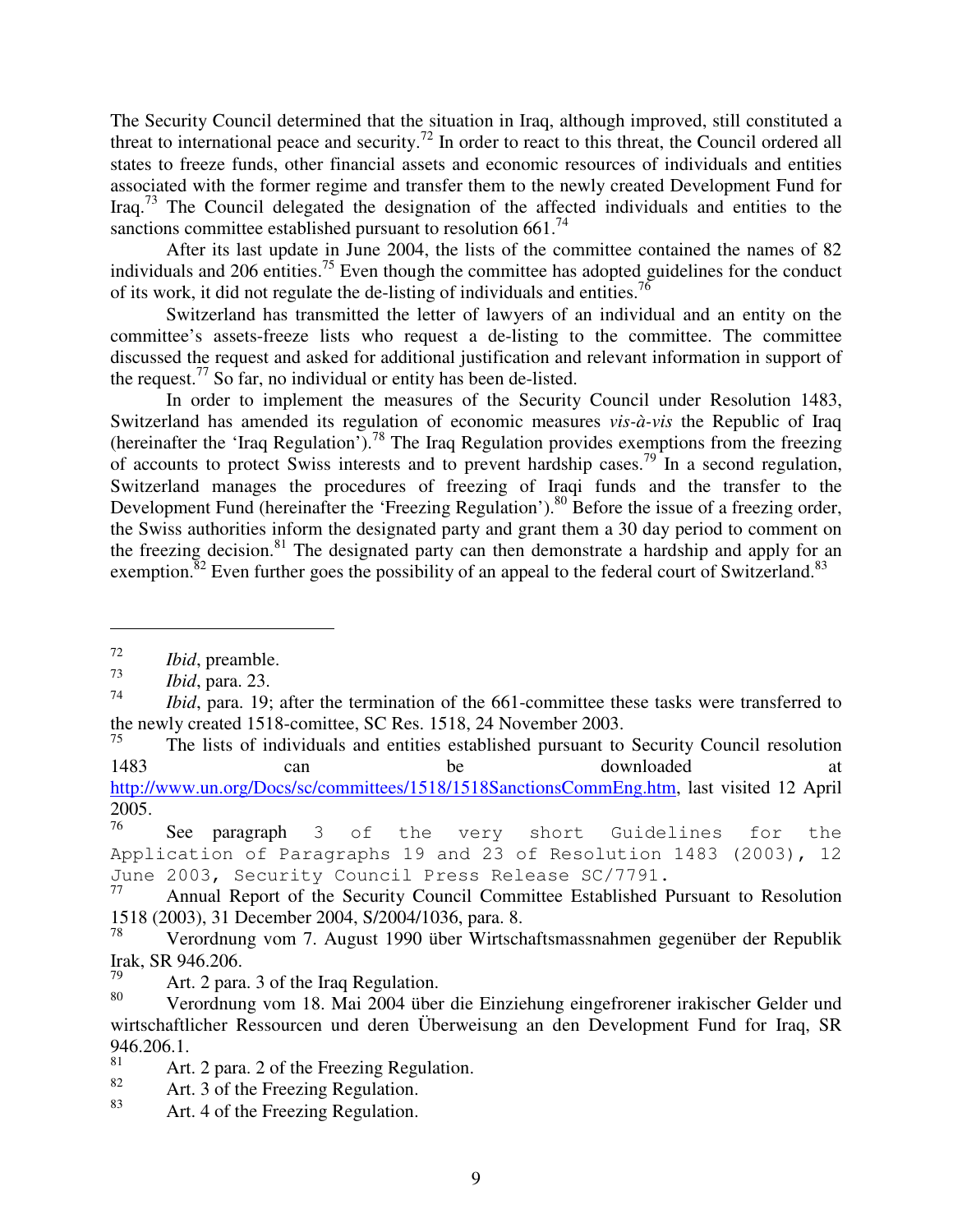The Security Council determined that the situation in Iraq, although improved, still constituted a threat to international peace and security.[72] In order to react to this threat, the Council ordered all states to freeze funds, other financial assets and economic resources of individuals and entities associated with the former regime and transfer them to the newly created Development Fund for Iraq.[73] The Council delegated the designation of the affected individuals and entities to the sanctions committee established pursuant to resolution 661.[74]

After its last update in June 2004, the lists of the committee contained the names of 82 individuals and 206 entities.[75] Even though the committee has adopted guidelines for the conduct of its work, it did not regulate the de-listing of individuals and entities.[76]

Switzerland has transmitted the letter of lawyers of an individual and an entity on the committee's assets-freeze lists who request a de-listing to the committee. The committee discussed the request and asked for additional justification and relevant information in support of the request.[77] So far, no individual or entity has been de-listed.

In order to implement the measures of the Security Council under Resolution 1483, Switzerland has amended its regulation of economic measures *vis-à-vis* the Republic of Iraq (hereinafter the 'Iraq Regulation').[78] The Iraq Regulation provides exemptions from the freezing of accounts to protect Swiss interests and to prevent hardship cases.[79] In a second regulation, Switzerland manages the procedures of freezing of Iraqi funds and the transfer to the Development Fund (hereinafter the 'Freezing Regulation').[80] Before the issue of a freezing order, the Swiss authorities inform the designated party and grant them a 30 day period to comment on the freezing decision.[81] The designated party can then demonstrate a hardship and apply for an exemption.[82] Even further goes the possibility of an appeal to the federal court of Switzerland.[83]

---

[72] *Ibid*, preamble.

[73] *Ibid*, para. 23.

[74] *Ibid*, para. 19; after the termination of the 661-committee these tasks were transferred to the newly created 1518-comittee, SC Res. 1518, 24 November 2003.

[75] The lists of individuals and entities established pursuant to Security Council resolution 1483 can be downloaded at http://www.un.org/Docs/sc/committees/1518/1518SanctionsCommEng.htm, last visited 12 April 2005.

[76] See paragraph 3 of the very short Guidelines for the Application of Paragraphs 19 and 23 of Resolution 1483 (2003), 12 June 2003, Security Council Press Release SC/7791.

[77] Annual Report of the Security Council Committee Established Pursuant to Resolution 1518 (2003), 31 December 2004, S/2004/1036, para. 8.

[78] Verordnung vom 7. August 1990 über Wirtschaftsmassnahmen gegenüber der Republik Irak, SR 946.206.

[79] Art. 2 para. 3 of the Iraq Regulation.

[80] Verordnung vom 18. Mai 2004 über die Einziehung eingefrorener irakischer Gelder und wirtschaftlicher Ressourcen und deren Überweisung an den Development Fund for Iraq, SR 946.206.1.

[81] Art. 2 para. 2 of the Freezing Regulation.

[82] Art. 3 of the Freezing Regulation.

[83] Art. 4 of the Freezing Regulation.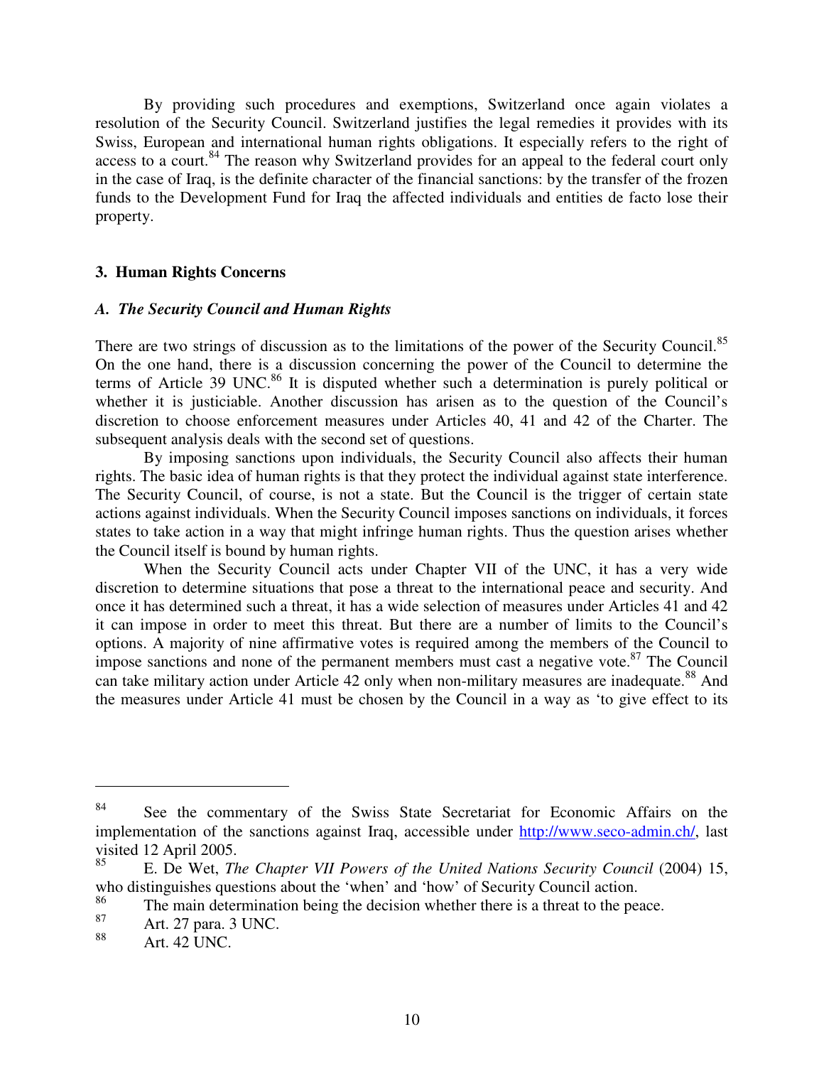By providing such procedures and exemptions, Switzerland once again violates a resolution of the Security Council. Switzerland justifies the legal remedies it provides with its Swiss, European and international human rights obligations. It especially refers to the right of access to a court.[84] The reason why Switzerland provides for an appeal to the federal court only in the case of Iraq, is the definite character of the financial sanctions: by the transfer of the frozen funds to the Development Fund for Iraq the affected individuals and entities de facto lose their property.

### 3. Human Rights Concerns

#### *A. The Security Council and Human Rights*

There are two strings of discussion as to the limitations of the power of the Security Council.[85] On the one hand, there is a discussion concerning the power of the Council to determine the terms of Article 39 UNC.[86] It is disputed whether such a determination is purely political or whether it is justiciable. Another discussion has arisen as to the question of the Council's discretion to choose enforcement measures under Articles 40, 41 and 42 of the Charter. The subsequent analysis deals with the second set of questions.

By imposing sanctions upon individuals, the Security Council also affects their human rights. The basic idea of human rights is that they protect the individual against state interference. The Security Council, of course, is not a state. But the Council is the trigger of certain state actions against individuals. When the Security Council imposes sanctions on individuals, it forces states to take action in a way that might infringe human rights. Thus the question arises whether the Council itself is bound by human rights.

When the Security Council acts under Chapter VII of the UNC, it has a very wide discretion to determine situations that pose a threat to the international peace and security. And once it has determined such a threat, it has a wide selection of measures under Articles 41 and 42 it can impose in order to meet this threat. But there are a number of limits to the Council's options. A majority of nine affirmative votes is required among the members of the Council to impose sanctions and none of the permanent members must cast a negative vote.[87] The Council can take military action under Article 42 only when non-military measures are inadequate.[88] And the measures under Article 41 must be chosen by the Council in a way as 'to give effect to its

---

[84] See the commentary of the Swiss State Secretariat for Economic Affairs on the implementation of the sanctions against Iraq, accessible under http://www.seco-admin.ch/, last visited 12 April 2005.

[85] E. De Wet, *The Chapter VII Powers of the United Nations Security Council* (2004) 15, who distinguishes questions about the 'when' and 'how' of Security Council action.

[86] The main determination being the decision whether there is a threat to the peace.

[87] Art. 27 para. 3 UNC.

[88] Art. 42 UNC.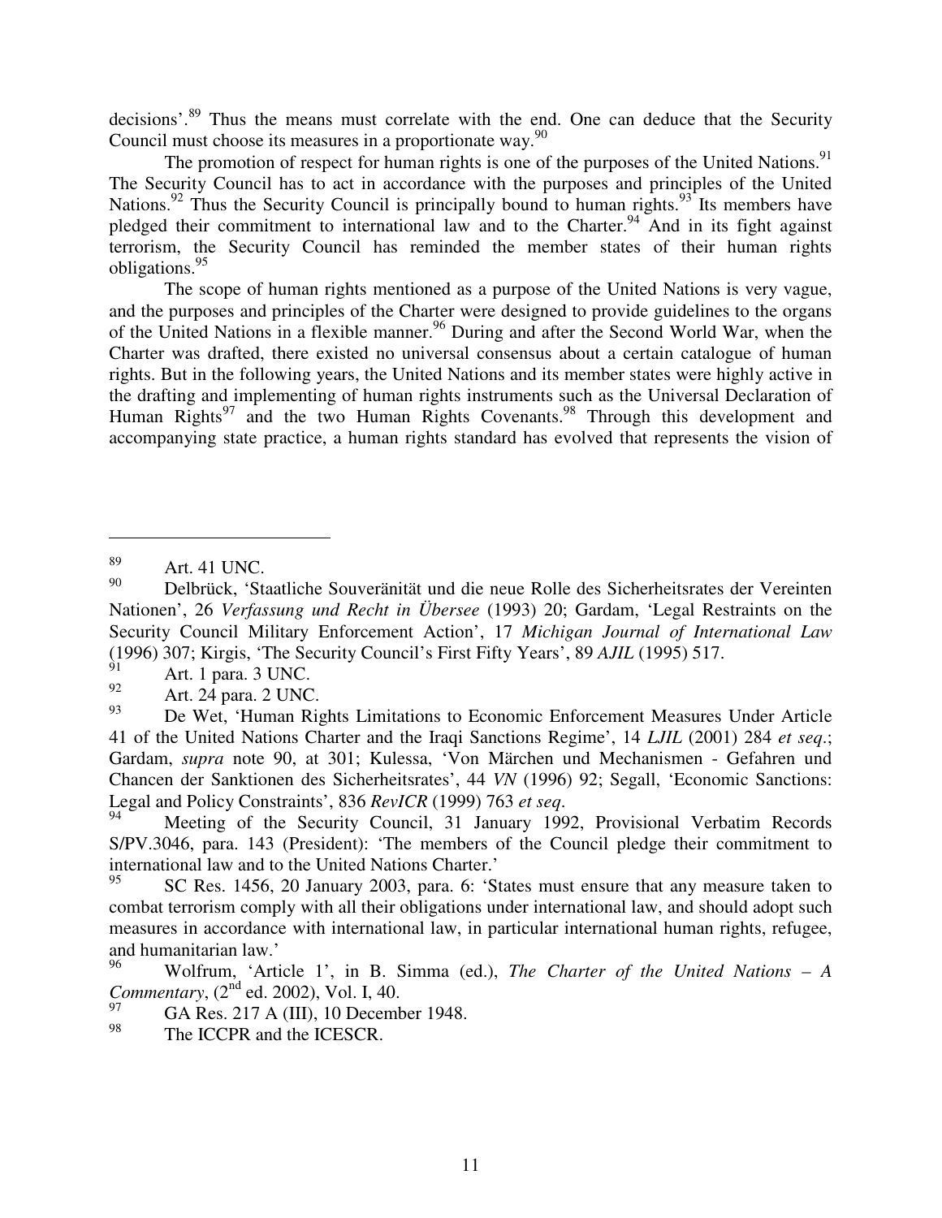decisions'.[89] Thus the means must correlate with the end. One can deduce that the Security Council must choose its measures in a proportionate way.[90]

The promotion of respect for human rights is one of the purposes of the United Nations.[91] The Security Council has to act in accordance with the purposes and principles of the United Nations.[92] Thus the Security Council is principally bound to human rights.[93] Its members have pledged their commitment to international law and to the Charter.[94] And in its fight against terrorism, the Security Council has reminded the member states of their human rights obligations.[95]

The scope of human rights mentioned as a purpose of the United Nations is very vague, and the purposes and principles of the Charter were designed to provide guidelines to the organs of the United Nations in a flexible manner.[96] During and after the Second World War, when the Charter was drafted, there existed no universal consensus about a certain catalogue of human rights. But in the following years, the United Nations and its member states were highly active in the drafting and implementing of human rights instruments such as the Universal Declaration of Human Rights[97] and the two Human Rights Covenants.[98] Through this development and accompanying state practice, a human rights standard has evolved that represents the vision of

---

[89] Art. 41 UNC.

[90] Delbrück, 'Staatliche Souveränität und die neue Rolle des Sicherheitsrates der Vereinten Nationen', 26 *Verfassung und Recht in Übersee* (1993) 20; Gardam, 'Legal Restraints on the Security Council Military Enforcement Action', 17 *Michigan Journal of International Law* (1996) 307; Kirgis, 'The Security Council's First Fifty Years', 89 *AJIL* (1995) 517.

[91] Art. 1 para. 3 UNC.

[92] Art. 24 para. 2 UNC.

[93] De Wet, 'Human Rights Limitations to Economic Enforcement Measures Under Article 41 of the United Nations Charter and the Iraqi Sanctions Regime', 14 *LJIL* (2001) 284 *et seq*.; Gardam, *supra* note 90, at 301; Kulessa, 'Von Märchen und Mechanismen - Gefahren und Chancen der Sanktionen des Sicherheitsrates', 44 *VN* (1996) 92; Segall, 'Economic Sanctions: Legal and Policy Constraints', 836 *RevICR* (1999) 763 *et seq*.

[94] Meeting of the Security Council, 31 January 1992, Provisional Verbatim Records S/PV.3046, para. 143 (President): 'The members of the Council pledge their commitment to international law and to the United Nations Charter.'

[95] SC Res. 1456, 20 January 2003, para. 6: 'States must ensure that any measure taken to combat terrorism comply with all their obligations under international law, and should adopt such measures in accordance with international law, in particular international human rights, refugee, and humanitarian law.'

[96] Wolfrum, 'Article 1', in B. Simma (ed.), *The Charter of the United Nations – A Commentary*, (2nd ed. 2002), Vol. I, 40.

[97] GA Res. 217 A (III), 10 December 1948.

[98] The ICCPR and the ICESCR.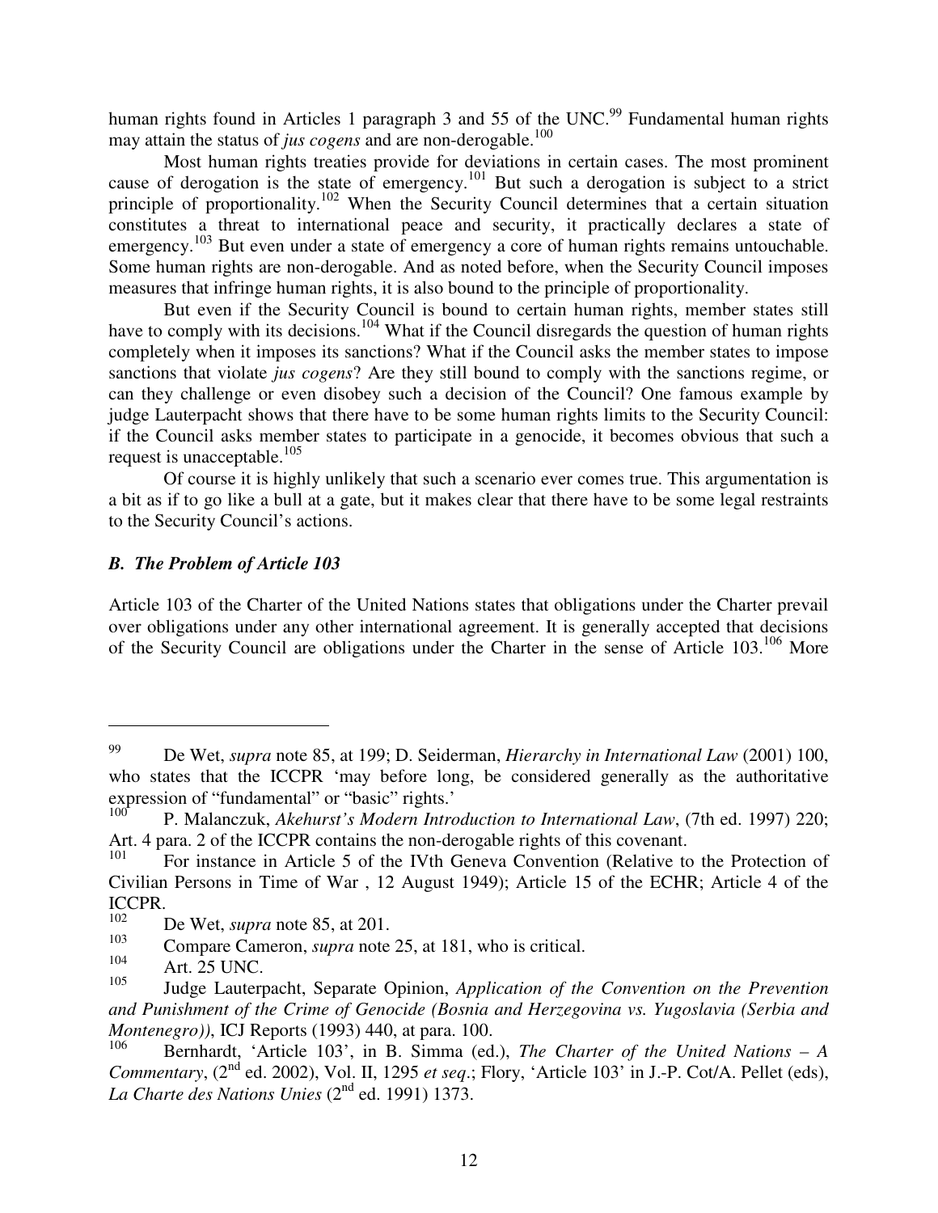human rights found in Articles 1 paragraph 3 and 55 of the UNC.[99] Fundamental human rights may attain the status of *jus cogens* and are non-derogable.[100]

Most human rights treaties provide for deviations in certain cases. The most prominent cause of derogation is the state of emergency.[101] But such a derogation is subject to a strict principle of proportionality.[102] When the Security Council determines that a certain situation constitutes a threat to international peace and security, it practically declares a state of emergency.[103] But even under a state of emergency a core of human rights remains untouchable. Some human rights are non-derogable. And as noted before, when the Security Council imposes measures that infringe human rights, it is also bound to the principle of proportionality.

But even if the Security Council is bound to certain human rights, member states still have to comply with its decisions.[104] What if the Council disregards the question of human rights completely when it imposes its sanctions? What if the Council asks the member states to impose sanctions that violate *jus cogens*? Are they still bound to comply with the sanctions regime, or can they challenge or even disobey such a decision of the Council? One famous example by judge Lauterpacht shows that there have to be some human rights limits to the Security Council: if the Council asks member states to participate in a genocide, it becomes obvious that such a request is unacceptable.[105]

Of course it is highly unlikely that such a scenario ever comes true. This argumentation is a bit as if to go like a bull at a gate, but it makes clear that there have to be some legal restraints to the Security Council's actions.

### *B. The Problem of Article 103*

Article 103 of the Charter of the United Nations states that obligations under the Charter prevail over obligations under any other international agreement. It is generally accepted that decisions of the Security Council are obligations under the Charter in the sense of Article 103.[106] More

---

[99] De Wet, *supra* note 85, at 199; D. Seiderman, *Hierarchy in International Law* (2001) 100, who states that the ICCPR 'may before long, be considered generally as the authoritative expression of "fundamental" or "basic" rights.'

[100] P. Malanczuk, *Akehurst's Modern Introduction to International Law*, (7th ed. 1997) 220; Art. 4 para. 2 of the ICCPR contains the non-derogable rights of this covenant.

[101] For instance in Article 5 of the IVth Geneva Convention (Relative to the Protection of Civilian Persons in Time of War , 12 August 1949); Article 15 of the ECHR; Article 4 of the ICCPR.

[102] De Wet, *supra* note 85, at 201.

[103] Compare Cameron, *supra* note 25, at 181, who is critical.

[104] Art. 25 UNC.

[105] Judge Lauterpacht, Separate Opinion, *Application of the Convention on the Prevention and Punishment of the Crime of Genocide (Bosnia and Herzegovina vs. Yugoslavia (Serbia and Montenegro))*, ICJ Reports (1993) 440, at para. 100.

[106] Bernhardt, 'Article 103', in B. Simma (ed.), *The Charter of the United Nations – A Commentary*, (2nd ed. 2002), Vol. II, 1295 *et seq*.; Flory, 'Article 103' in J.-P. Cot/A. Pellet (eds), *La Charte des Nations Unies* (2nd ed. 1991) 1373.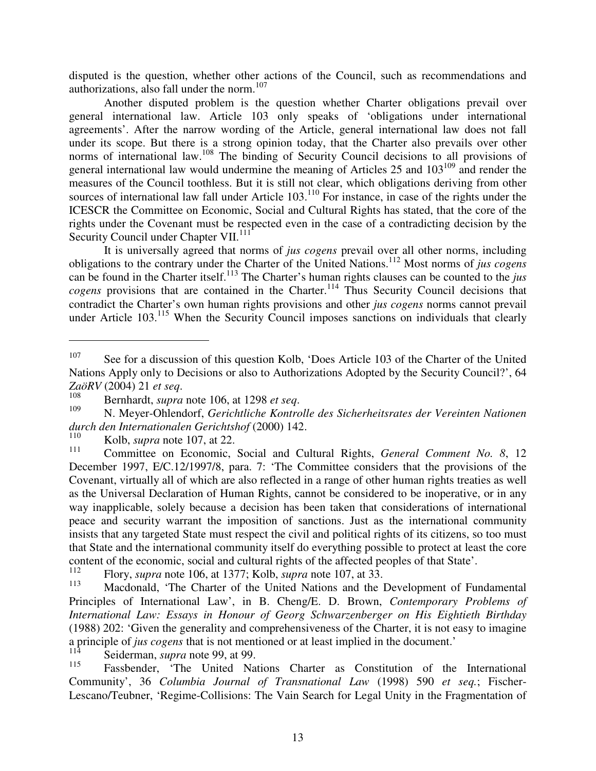disputed is the question, whether other actions of the Council, such as recommendations and authorizations, also fall under the norm.[107]

Another disputed problem is the question whether Charter obligations prevail over general international law. Article 103 only speaks of 'obligations under international agreements'. After the narrow wording of the Article, general international law does not fall under its scope. But there is a strong opinion today, that the Charter also prevails over other norms of international law.[108] The binding of Security Council decisions to all provisions of general international law would undermine the meaning of Articles 25 and 103[109] and render the measures of the Council toothless. But it is still not clear, which obligations deriving from other sources of international law fall under Article 103.[110] For instance, in case of the rights under the ICESCR the Committee on Economic, Social and Cultural Rights has stated, that the core of the rights under the Covenant must be respected even in the case of a contradicting decision by the Security Council under Chapter VII.[111]

It is universally agreed that norms of *jus cogens* prevail over all other norms, including obligations to the contrary under the Charter of the United Nations.[112] Most norms of *jus cogens* can be found in the Charter itself.[113] The Charter's human rights clauses can be counted to the *jus cogens* provisions that are contained in the Charter.[114] Thus Security Council decisions that contradict the Charter's own human rights provisions and other *jus cogens* norms cannot prevail under Article 103.[115] When the Security Council imposes sanctions on individuals that clearly

---

[107] See for a discussion of this question Kolb, 'Does Article 103 of the Charter of the United Nations Apply only to Decisions or also to Authorizations Adopted by the Security Council?', 64 *ZaöRV* (2004) 21 *et seq*.

[108] Bernhardt, *supra* note 106, at 1298 *et seq*.

[109] N. Meyer-Ohlendorf, *Gerichtliche Kontrolle des Sicherheitsrates der Vereinten Nationen durch den Internationalen Gerichtshof* (2000) 142.

[110] Kolb, *supra* note 107, at 22.

[111] Committee on Economic, Social and Cultural Rights, *General Comment No. 8*, 12 December 1997, E/C.12/1997/8, para. 7: 'The Committee considers that the provisions of the Covenant, virtually all of which are also reflected in a range of other human rights treaties as well as the Universal Declaration of Human Rights, cannot be considered to be inoperative, or in any way inapplicable, solely because a decision has been taken that considerations of international peace and security warrant the imposition of sanctions. Just as the international community insists that any targeted State must respect the civil and political rights of its citizens, so too must that State and the international community itself do everything possible to protect at least the core content of the economic, social and cultural rights of the affected peoples of that State'.

[112] Flory, *supra* note 106, at 1377; Kolb, *supra* note 107, at 33.

[113] Macdonald, 'The Charter of the United Nations and the Development of Fundamental Principles of International Law', in B. Cheng/E. D. Brown, *Contemporary Problems of International Law: Essays in Honour of Georg Schwarzenberger on His Eightieth Birthday* (1988) 202: 'Given the generality and comprehensiveness of the Charter, it is not easy to imagine a principle of *jus cogens* that is not mentioned or at least implied in the document.'

[114] Seiderman, *supra* note 99, at 99.

[115] Fassbender, 'The United Nations Charter as Constitution of the International Community', 36 *Columbia Journal of Transnational Law* (1998) 590 *et seq.*; Fischer-Lescano/Teubner, 'Regime-Collisions: The Vain Search for Legal Unity in the Fragmentation of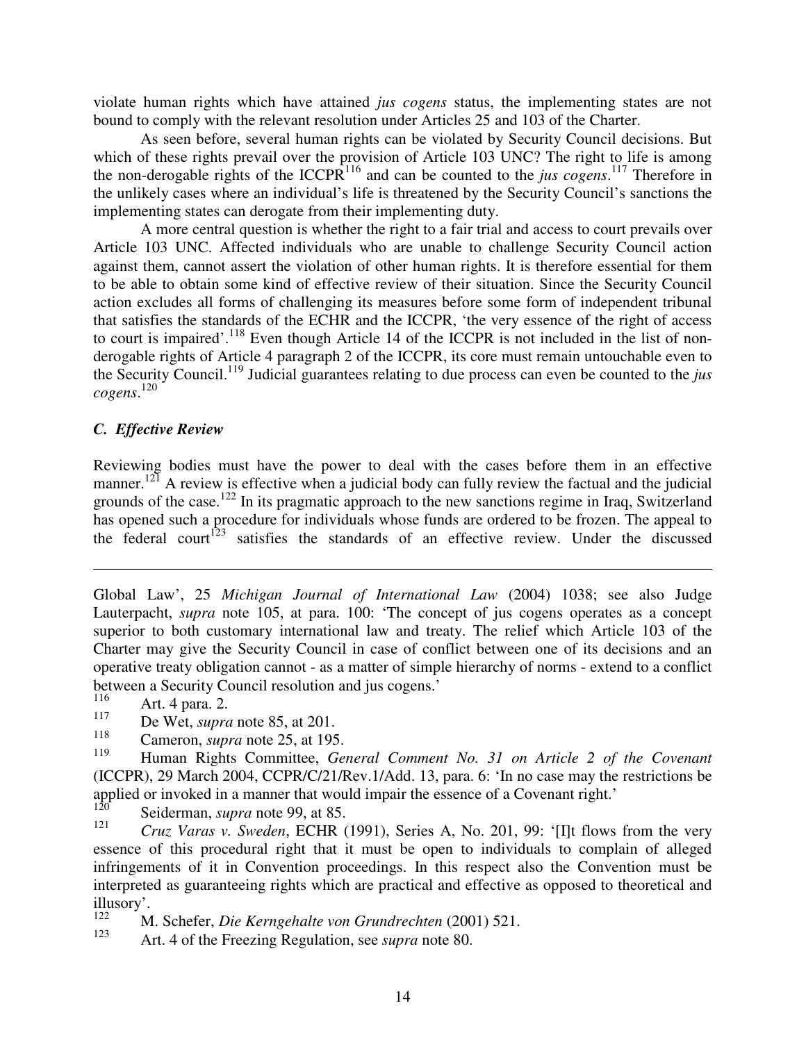violate human rights which have attained *jus cogens* status, the implementing states are not bound to comply with the relevant resolution under Articles 25 and 103 of the Charter.

As seen before, several human rights can be violated by Security Council decisions. But which of these rights prevail over the provision of Article 103 UNC? The right to life is among the non-derogable rights of the ICCPR[116] and can be counted to the *jus cogens*.[117] Therefore in the unlikely cases where an individual's life is threatened by the Security Council's sanctions the implementing states can derogate from their implementing duty.

A more central question is whether the right to a fair trial and access to court prevails over Article 103 UNC. Affected individuals who are unable to challenge Security Council action against them, cannot assert the violation of other human rights. It is therefore essential for them to be able to obtain some kind of effective review of their situation. Since the Security Council action excludes all forms of challenging its measures before some form of independent tribunal that satisfies the standards of the ECHR and the ICCPR, 'the very essence of the right of access to court is impaired'.[118] Even though Article 14 of the ICCPR is not included in the list of non-derogable rights of Article 4 paragraph 2 of the ICCPR, its core must remain untouchable even to the Security Council.[119] Judicial guarantees relating to due process can even be counted to the *jus cogens*.[120]

### *C. Effective Review*

Reviewing bodies must have the power to deal with the cases before them in an effective manner.[121] A review is effective when a judicial body can fully review the factual and the judicial grounds of the case.[122] In its pragmatic approach to the new sanctions regime in Iraq, Switzerland has opened such a procedure for individuals whose funds are ordered to be frozen. The appeal to the federal court[123] satisfies the standards of an effective review. Under the discussed

---

Global Law', 25 *Michigan Journal of International Law* (2004) 1038; see also Judge Lauterpacht, *supra* note 105, at para. 100: 'The concept of jus cogens operates as a concept superior to both customary international law and treaty. The relief which Article 103 of the Charter may give the Security Council in case of conflict between one of its decisions and an operative treaty obligation cannot - as a matter of simple hierarchy of norms - extend to a conflict between a Security Council resolution and jus cogens.'

[116] Art. 4 para. 2.

[117] De Wet, *supra* note 85, at 201.

[118] Cameron, *supra* note 25, at 195.

[119] Human Rights Committee, *General Comment No. 31 on Article 2 of the Covenant* (ICCPR), 29 March 2004, CCPR/C/21/Rev.1/Add. 13, para. 6: 'In no case may the restrictions be applied or invoked in a manner that would impair the essence of a Covenant right.'

[120] Seiderman, *supra* note 99, at 85.

[121] *Cruz Varas v. Sweden*, ECHR (1991), Series A, No. 201, 99: '[I]t flows from the very essence of this procedural right that it must be open to individuals to complain of alleged infringements of it in Convention proceedings. In this respect also the Convention must be interpreted as guaranteeing rights which are practical and effective as opposed to theoretical and illusory'.

[122] M. Schefer, *Die Kerngehalte von Grundrechten* (2001) 521.

[123] Art. 4 of the Freezing Regulation, see *supra* note 80.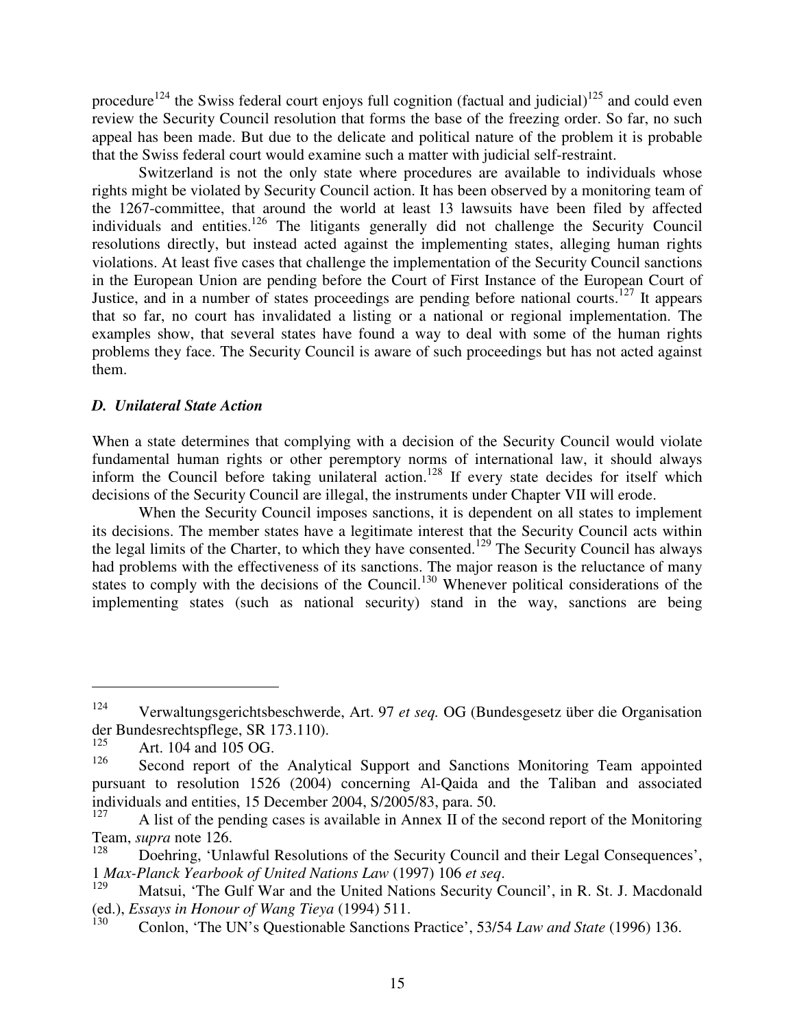procedure[124] the Swiss federal court enjoys full cognition (factual and judicial)[125] and could even review the Security Council resolution that forms the base of the freezing order. So far, no such appeal has been made. But due to the delicate and political nature of the problem it is probable that the Swiss federal court would examine such a matter with judicial self-restraint.

Switzerland is not the only state where procedures are available to individuals whose rights might be violated by Security Council action. It has been observed by a monitoring team of the 1267-committee, that around the world at least 13 lawsuits have been filed by affected individuals and entities.[126] The litigants generally did not challenge the Security Council resolutions directly, but instead acted against the implementing states, alleging human rights violations. At least five cases that challenge the implementation of the Security Council sanctions in the European Union are pending before the Court of First Instance of the European Court of Justice, and in a number of states proceedings are pending before national courts.[127] It appears that so far, no court has invalidated a listing or a national or regional implementation. The examples show, that several states have found a way to deal with some of the human rights problems they face. The Security Council is aware of such proceedings but has not acted against them.

### *D. Unilateral State Action*

When a state determines that complying with a decision of the Security Council would violate fundamental human rights or other peremptory norms of international law, it should always inform the Council before taking unilateral action.[128] If every state decides for itself which decisions of the Security Council are illegal, the instruments under Chapter VII will erode.

When the Security Council imposes sanctions, it is dependent on all states to implement its decisions. The member states have a legitimate interest that the Security Council acts within the legal limits of the Charter, to which they have consented.[129] The Security Council has always had problems with the effectiveness of its sanctions. The major reason is the reluctance of many states to comply with the decisions of the Council.[130] Whenever political considerations of the implementing states (such as national security) stand in the way, sanctions are being

---

[124] Verwaltungsgerichtsbeschwerde, Art. 97 *et seq.* OG (Bundesgesetz über die Organisation der Bundesrechtspflege, SR 173.110).

[125] Art. 104 and 105 OG.

[126] Second report of the Analytical Support and Sanctions Monitoring Team appointed pursuant to resolution 1526 (2004) concerning Al-Qaida and the Taliban and associated individuals and entities, 15 December 2004, S/2005/83, para. 50.

[127] A list of the pending cases is available in Annex II of the second report of the Monitoring Team, *supra* note 126.

[128] Doehring, 'Unlawful Resolutions of the Security Council and their Legal Consequences', 1 *Max-Planck Yearbook of United Nations Law* (1997) 106 *et seq*.

[129] Matsui, 'The Gulf War and the United Nations Security Council', in R. St. J. Macdonald (ed.), *Essays in Honour of Wang Tieya* (1994) 511.

[130] Conlon, 'The UN's Questionable Sanctions Practice', 53/54 *Law and State* (1996) 136.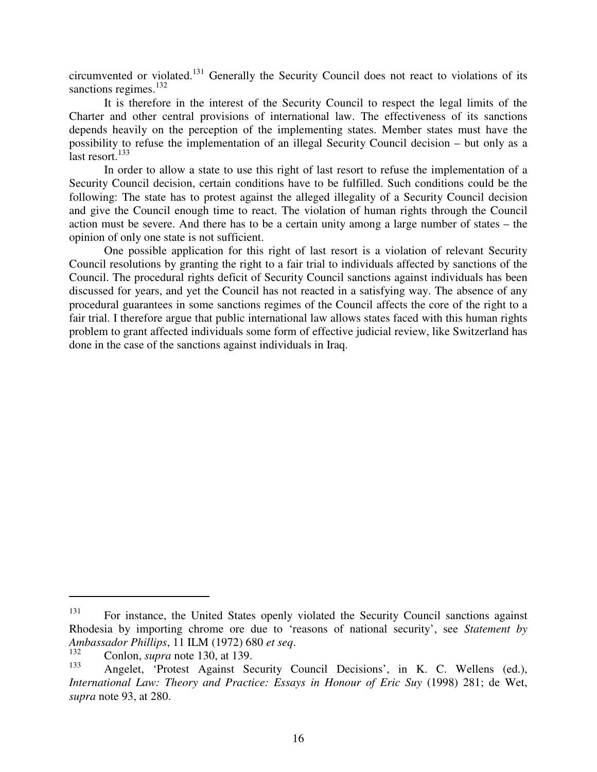circumvented or violated.[131] Generally the Security Council does not react to violations of its sanctions regimes.[132]

It is therefore in the interest of the Security Council to respect the legal limits of the Charter and other central provisions of international law. The effectiveness of its sanctions depends heavily on the perception of the implementing states. Member states must have the possibility to refuse the implementation of an illegal Security Council decision – but only as a last resort.[133]

In order to allow a state to use this right of last resort to refuse the implementation of a Security Council decision, certain conditions have to be fulfilled. Such conditions could be the following: The state has to protest against the alleged illegality of a Security Council decision and give the Council enough time to react. The violation of human rights through the Council action must be severe. And there has to be a certain unity among a large number of states – the opinion of only one state is not sufficient.

One possible application for this right of last resort is a violation of relevant Security Council resolutions by granting the right to a fair trial to individuals affected by sanctions of the Council. The procedural rights deficit of Security Council sanctions against individuals has been discussed for years, and yet the Council has not reacted in a satisfying way. The absence of any procedural guarantees in some sanctions regimes of the Council affects the core of the right to a fair trial. I therefore argue that public international law allows states faced with this human rights problem to grant affected individuals some form of effective judicial review, like Switzerland has done in the case of the sanctions against individuals in Iraq.

---

[131] For instance, the United States openly violated the Security Council sanctions against Rhodesia by importing chrome ore due to 'reasons of national security', see *Statement by Ambassador Phillips*, 11 ILM (1972) 680 *et seq*.

[132] Conlon, *supra* note 130, at 139.

[133] Angelet, 'Protest Against Security Council Decisions', in K. C. Wellens (ed.), *International Law: Theory and Practice: Essays in Honour of Eric Suy* (1998) 281; de Wet, *supra* note 93, at 280.